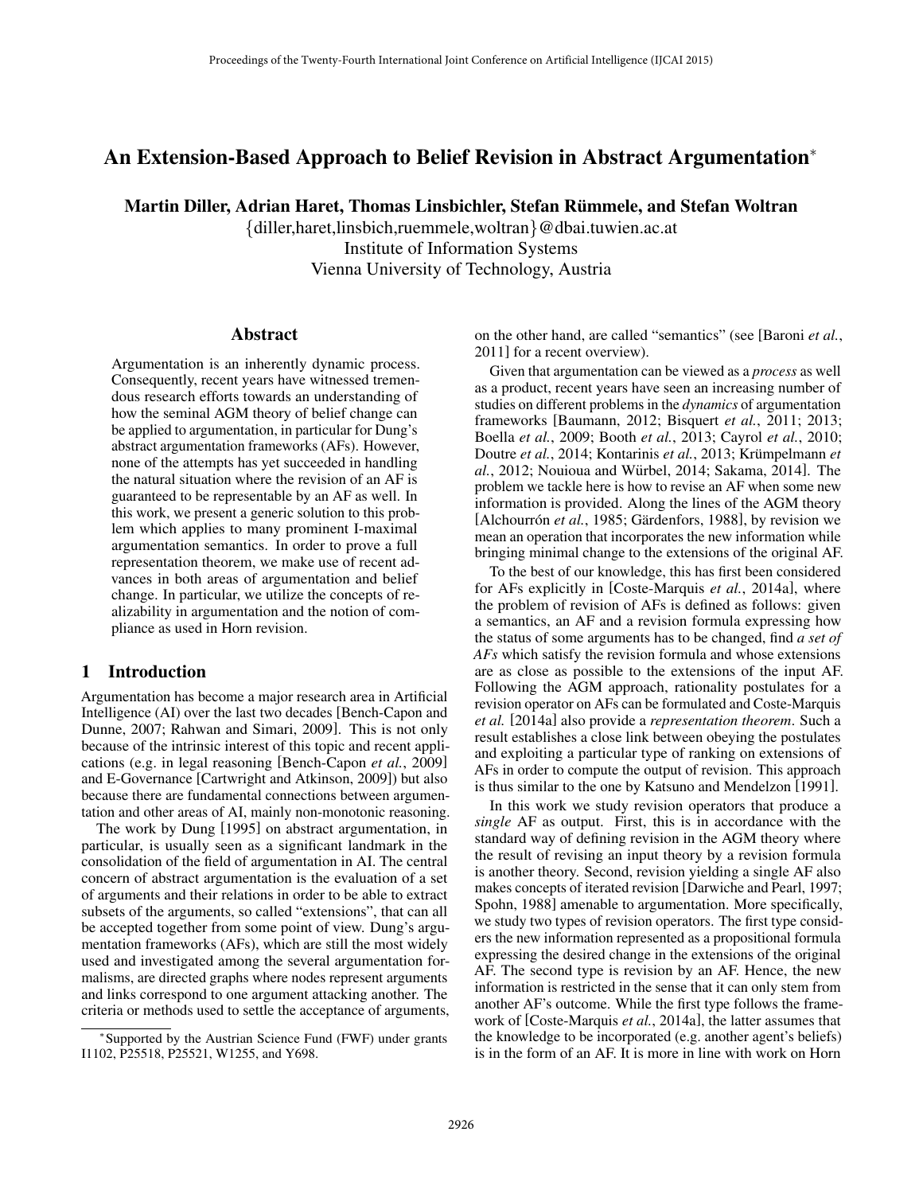# An Extension-Based Approach to Belief Revision in Abstract Argumentation*

**Martin Diller, Adrian Haret, Thomas Linsbichler, Stefan Rümmele, and Stefan Woltran**

{diller,haret,linsbich,ruemmele,woltran}@dbai.tuwien.ac.at
Institute of Information Systems
Vienna University of Technology, Austria

## Abstract

Argumentation is an inherently dynamic process. Consequently, recent years have witnessed tremendous research efforts towards an understanding of how the seminal AGM theory of belief change can be applied to argumentation, in particular for Dung's abstract argumentation frameworks (AFs). However, none of the attempts has yet succeeded in handling the natural situation where the revision of an AF is guaranteed to be representable by an AF as well. In this work, we present a generic solution to this problem which applies to many prominent I-maximal argumentation semantics. In order to prove a full representation theorem, we make use of recent advances in both areas of argumentation and belief change. In particular, we utilize the concepts of realizability in argumentation and the notion of compliance as used in Horn revision.

## 1 Introduction

Argumentation has become a major research area in Artificial Intelligence (AI) over the last two decades [Bench-Capon and Dunne, 2007; Rahwan and Simari, 2009]. This is not only because of the intrinsic interest of this topic and recent applications (e.g. in legal reasoning [Bench-Capon *et al.*, 2009] and E-Governance [Cartwright and Atkinson, 2009]) but also because there are fundamental connections between argumentation and other areas of AI, mainly non-monotonic reasoning.

The work by Dung [1995] on abstract argumentation, in particular, is usually seen as a significant landmark in the consolidation of the field of argumentation in AI. The central concern of abstract argumentation is the evaluation of a set of arguments and their relations in order to be able to extract subsets of the arguments, so called "extensions", that can all be accepted together from some point of view. Dung's argumentation frameworks (AFs), which are still the most widely used and investigated among the several argumentation formalisms, are directed graphs where nodes represent arguments and links correspond to one argument attacking another. The criteria or methods used to settle the acceptance of arguments, on the other hand, are called "semantics" (see [Baroni *et al.*, 2011] for a recent overview).

Given that argumentation can be viewed as a *process* as well as a product, recent years have seen an increasing number of studies on different problems in the *dynamics* of argumentation frameworks [Baumann, 2012; Bisquert *et al.*, 2011; 2013; Boella *et al.*, 2009; Booth *et al.*, 2013; Cayrol *et al.*, 2010; Doutre *et al.*, 2014; Kontarinis *et al.*, 2013; Krümpelmann *et al.*, 2012; Nouioua and Würbel, 2014; Sakama, 2014]. The problem we tackle here is how to revise an AF when some new information is provided. Along the lines of the AGM theory [Alchourrón *et al.*, 1985; Gärdenfors, 1988], by revision we mean an operation that incorporates the new information while bringing minimal change to the extensions of the original AF.

To the best of our knowledge, this has first been considered for AFs explicitly in [Coste-Marquis *et al.*, 2014a], where the problem of revision of AFs is defined as follows: given a semantics, an AF and a revision formula expressing how the status of some arguments has to be changed, find *a set of AFs* which satisfy the revision formula and whose extensions are as close as possible to the extensions of the input AF. Following the AGM approach, rationality postulates for a revision operator on AFs can be formulated and Coste-Marquis *et al.* [2014a] also provide a *representation theorem*. Such a result establishes a close link between obeying the postulates and exploiting a particular type of ranking on extensions of AFs in order to compute the output of revision. This approach is thus similar to the one by Katsuno and Mendelzon [1991].

In this work we study revision operators that produce a *single* AF as output. First, this is in accordance with the standard way of defining revision in the AGM theory where the result of revising an input theory by a revision formula is another theory. Second, revision yielding a single AF also makes concepts of iterated revision [Darwiche and Pearl, 1997; Spohn, 1988] amenable to argumentation. More specifically, we study two types of revision operators. The first type considers the new information represented as a propositional formula expressing the desired change in the extensions of the original AF. The second type is revision by an AF. Hence, the new information is restricted in the sense that it can only stem from another AF's outcome. While the first type follows the framework of [Coste-Marquis *et al.*, 2014a], the latter assumes that the knowledge to be incorporated (e.g. another agent's beliefs) is in the form of an AF. It is more in line with work on Horn

*Supported by the Austrian Science Fund (FWF) under grants I1102, P25518, P25521, W1255, and Y698.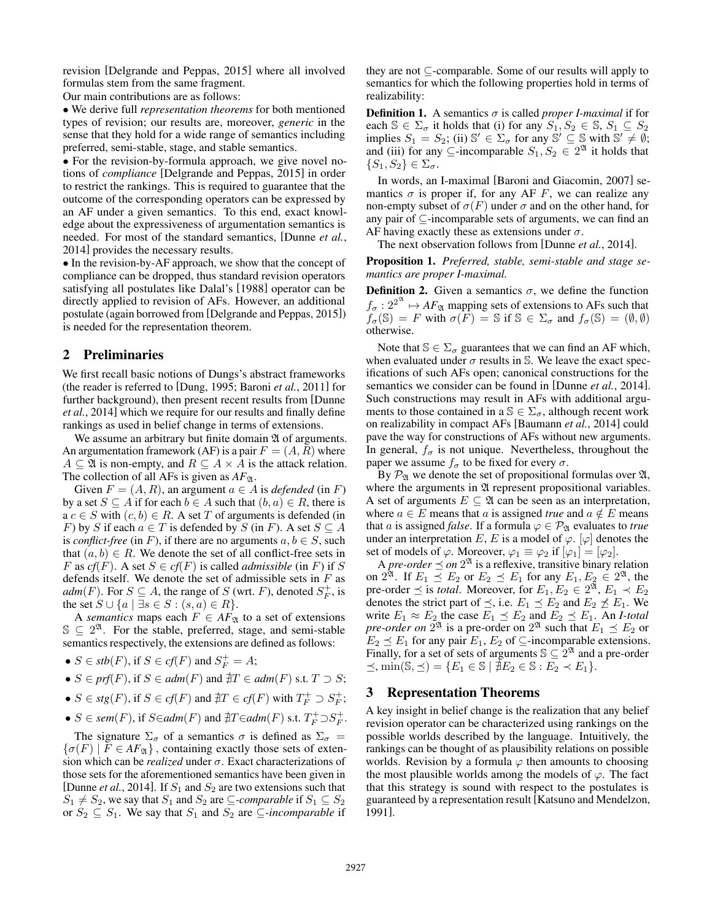revision [Delgrande and Peppas, 2015] where all involved formulas stem from the same fragment.

Our main contributions are as follows:

• We derive full *representation theorems* for both mentioned types of revision; our results are, moreover, *generic* in the sense that they hold for a wide range of semantics including preferred, semi-stable, stage, and stable semantics.

• For the revision-by-formula approach, we give novel notions of *compliance* [Delgrande and Peppas, 2015] in order to restrict the rankings. This is required to guarantee that the outcome of the corresponding operators can be expressed by an AF under a given semantics. To this end, exact knowledge about the expressiveness of argumentation semantics is needed. For most of the standard semantics, [Dunne *et al.*, 2014] provides the necessary results.

• In the revision-by-AF approach, we show that the concept of compliance can be dropped, thus standard revision operators satisfying all postulates like Dalal's [1988] operator can be directly applied to revision of AFs. However, an additional postulate (again borrowed from [Delgrande and Peppas, 2015]) is needed for the representation theorem.

## 2 Preliminaries

We first recall basic notions of Dungs's abstract frameworks (the reader is referred to [Dung, 1995; Baroni *et al.*, 2011] for further background), then present recent results from [Dunne *et al.*, 2014] which we require for our results and finally define rankings as used in belief change in terms of extensions.

We assume an arbitrary but finite domain $\mathfrak{A}$ of arguments. An argumentation framework (AF) is a pair $F = (A, R)$ where $A \subseteq \mathfrak{A}$ is non-empty, and $R \subseteq A \times A$ is the attack relation. The collection of all AFs is given as $AF_{\mathfrak{A}}$.

Given $F = (A, R)$, an argument $a \in A$ is *defended* (in $F$) by a set $S \subseteq A$ if for each $b \in A$ such that $(b, a) \in R$, there is a $c \in S$ with $(c, b) \in R$. A set $T$ of arguments is defended (in $F$) by $S$ if each $a \in T$ is defended by $S$ (in $F$). A set $S \subseteq A$ is *conflict-free* (in $F$), if there are no arguments $a, b \in S$, such that $(a, b) \in R$. We denote the set of all conflict-free sets in $F$ as $cf(F)$. A set $S \in cf(F)$ is called *admissible* (in $F$) if $S$ defends itself. We denote the set of admissible sets in $F$ as $adm(F)$. For $S \subseteq A$, the range of $S$ (wrt. $F$), denoted $S_F^+$, is the set $S \cup \{a \mid \exists s \in S : (s, a) \in R\}$.

A *semantics* maps each $F \in AF_{\mathfrak{A}}$ to a set of extensions $\mathbb{S} \subseteq 2^{\mathfrak{A}}$. For the stable, preferred, stage, and semi-stable semantics respectively, the extensions are defined as follows:

- $S \in stb(F)$, if $S \in cf(F)$ and $S_F^+ = A$;
- $S \in prf(F)$, if $S \in adm(F)$ and $\nexists T \in adm(F)$ s.t. $T \supset S$;
- $S \in stg(F)$, if $S \in cf(F)$ and $\nexists T \in cf(F)$ with $T_F^+ \supset S_F^+$;
- $S \in sem(F)$, if $S \in adm(F)$ and $\nexists T \in adm(F)$ s.t. $T_F^+ \supset S_F^+$.

The signature $\Sigma_\sigma$ of a semantics $\sigma$ is defined as $\Sigma_\sigma = \{\sigma(F) \mid F \in AF_{\mathfrak{A}}\}$, containing exactly those sets of extension which can be *realized* under $\sigma$. Exact characterizations of those sets for the aforementioned semantics have been given in [Dunne *et al.*, 2014]. If $S_1$ and $S_2$ are two extensions such that $S_1 \neq S_2$, we say that $S_1$ and $S_2$ are $\subseteq$*-comparable* if $S_1 \subseteq S_2$ or $S_2 \subseteq S_1$. We say that $S_1$ and $S_2$ are $\subseteq$*-incomparable* if they are not $\subseteq$-comparable. Some of our results will apply to semantics for which the following properties hold in terms of realizability:

**Definition 1.** A semantics $\sigma$ is called *proper I-maximal* if for each $\mathbb{S} \in \Sigma_\sigma$ it holds that (i) for any $S_1, S_2 \in \mathbb{S}$, $S_1 \subseteq S_2$ implies $S_1 = S_2$; (ii) $\mathbb{S}' \in \Sigma_\sigma$ for any $\mathbb{S}' \subseteq \mathbb{S}$ with $\mathbb{S}' \neq \emptyset$; and (iii) for any $\subseteq$-incomparable $S_1, S_2 \in 2^{\mathfrak{A}}$ it holds that $\{S_1, S_2\} \in \Sigma_\sigma$.

In words, an I-maximal [Baroni and Giacomin, 2007] semantics $\sigma$ is proper if, for any AF $F$, we can realize any non-empty subset of $\sigma(F)$ under $\sigma$ and on the other hand, for any pair of $\subseteq$-incomparable sets of arguments, we can find an AF having exactly these as extensions under $\sigma$.

The next observation follows from [Dunne *et al.*, 2014].

**Proposition 1.** *Preferred, stable, semi-stable and stage semantics are proper I-maximal.*

**Definition 2.** Given a semantics $\sigma$, we define the function $f_\sigma : 2^{2^{\mathfrak{A}}} \mapsto AF_{\mathfrak{A}}$ mapping sets of extensions to AFs such that $f_\sigma(\mathbb{S}) = F$ with $\sigma(F) = \mathbb{S}$ if $\mathbb{S} \in \Sigma_\sigma$ and $f_\sigma(\mathbb{S}) = (\emptyset, \emptyset)$ otherwise.

Note that $\mathbb{S} \in \Sigma_\sigma$ guarantees that we can find an AF which, when evaluated under $\sigma$ results in $\mathbb{S}$. We leave the exact specifications of such AFs open; canonical constructions for the semantics we consider can be found in [Dunne *et al.*, 2014]. Such constructions may result in AFs with additional arguments to those contained in a $\mathbb{S} \in \Sigma_\sigma$, although recent work on realizability in compact AFs [Baumann *et al.*, 2014] could pave the way for constructions of AFs without new arguments. In general, $f_\sigma$ is not unique. Nevertheless, throughout the paper we assume $f_\sigma$ to be fixed for every $\sigma$.

By $\mathcal{P}_{\mathfrak{A}}$ we denote the set of propositional formulas over $\mathfrak{A}$, where the arguments in $\mathfrak{A}$ represent propositional variables. A set of arguments $E \subseteq \mathfrak{A}$ can be seen as an interpretation, where $a \in E$ means that $a$ is assigned *true* and $a \notin E$ means that $a$ is assigned *false*. If a formula $\varphi \in \mathcal{P}_{\mathfrak{A}}$ evaluates to *true* under an interpretation $E$, $E$ is a model of $\varphi$. $[\varphi]$ denotes the set of models of $\varphi$. Moreover, $\varphi_1 \equiv \varphi_2$ if $[\varphi_1] = [\varphi_2]$.

A *pre-order* $\preceq$ *on* $2^{\mathfrak{A}}$ is a reflexive, transitive binary relation on $2^{\mathfrak{A}}$. If $E_1 \preceq E_2$ or $E_2 \preceq E_1$ for any $E_1, E_2 \in 2^{\mathfrak{A}}$, the pre-order $\preceq$ is *total*. Moreover, for $E_1, E_2 \in 2^{\mathfrak{A}}$, $E_1 \prec E_2$ denotes the strict part of $\preceq$, i.e. $E_1 \preceq E_2$ and $E_2 \npreceq E_1$. We write $E_1 \approx E_2$ the case $E_1 \preceq E_2$ and $E_2 \preceq E_1$. An *I-total pre-order on* $2^{\mathfrak{A}}$ is a pre-order on $2^{\mathfrak{A}}$ such that $E_1 \preceq E_2$ or $E_2 \preceq E_1$ for any pair $E_1, E_2$ of $\subseteq$-incomparable extensions. Finally, for a set of sets of arguments $\mathbb{S} \subseteq 2^{\mathfrak{A}}$ and a pre-order $\preceq$, $\min(\mathbb{S}, \preceq) = \{E_1 \in \mathbb{S} \mid \nexists E_2 \in \mathbb{S} : E_2 \prec E_1\}$.

## 3 Representation Theorems

A key insight in belief change is the realization that any belief revision operator can be characterized using rankings on the possible worlds described by the language. Intuitively, the rankings can be thought of as plausibility relations on possible worlds. Revision by a formula $\varphi$ then amounts to choosing the most plausible worlds among the models of $\varphi$. The fact that this strategy is sound with respect to the postulates is guaranteed by a representation result [Katsuno and Mendelzon, 1991].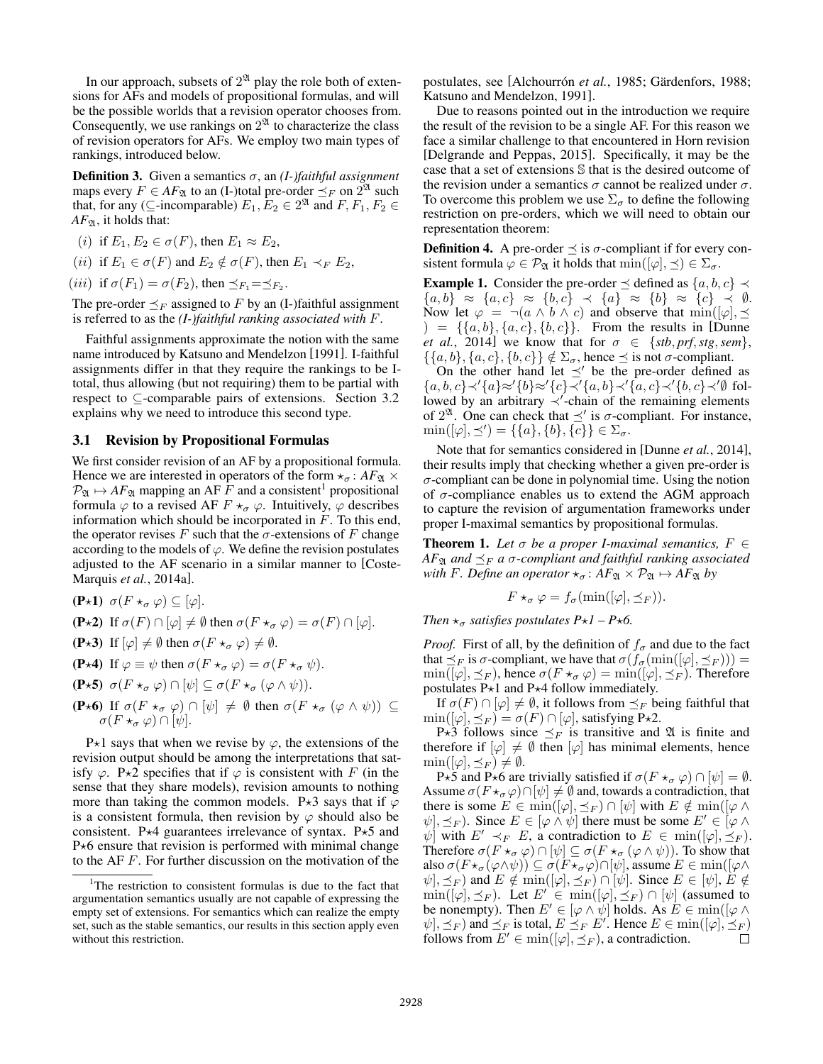In our approach, subsets of $2^{\mathfrak{A}}$ play the role both of extensions for AFs and models of propositional formulas, and will be the possible worlds that a revision operator chooses from. Consequently, we use rankings on $2^{\mathfrak{A}}$ to characterize the class of revision operators for AFs. We employ two main types of rankings, introduced below.

**Definition 3.** Given a semantics $\sigma$, an *(I-)faithful assignment* maps every $F \in AF_{\mathfrak{A}}$ to an (I-)total pre-order $\preceq_F$ on $2^{\mathfrak{A}}$ such that, for any ($\subseteq$-incomparable) $E_1, E_2 \in 2^{\mathfrak{A}}$ and $F, F_1, F_2 \in AF_{\mathfrak{A}}$, it holds that:

$(i)$ if $E_1, E_2 \in \sigma(F)$, then $E_1 \approx E_2$,

$(ii)$ if $E_1 \in \sigma(F)$ and $E_2 \notin \sigma(F)$, then $E_1 \prec_F E_2$,

$(iii)$ if $\sigma(F_1) = \sigma(F_2)$, then $\preceq_{F_1} = \preceq_{F_2}$.

The pre-order $\preceq_F$ assigned to $F$ by an (I-)faithful assignment is referred to as the *(I-)faithful ranking associated with $F$*.

Faithful assignments approximate the notion with the same name introduced by Katsuno and Mendelzon [1991]. I-faithful assignments differ in that they require the rankings to be I-total, thus allowing (but not requiring) them to be partial with respect to $\subseteq$-comparable pairs of extensions. Section 3.2 explains why we need to introduce this second type.

### 3.1 Revision by Propositional Formulas

We first consider revision of an AF by a propositional formula. Hence we are interested in operators of the form $\star_\sigma : AF_{\mathfrak{A}} \times \mathcal{P}_{\mathfrak{A}} \mapsto AF_{\mathfrak{A}}$ mapping an AF $F$ and a consistent[1] propositional formula $\varphi$ to a revised AF $F \star_\sigma \varphi$. Intuitively, $\varphi$ describes information which should be incorporated in $F$. To this end, the operator revises $F$ such that the $\sigma$-extensions of $F$ change according to the models of $\varphi$. We define the revision postulates adjusted to the AF scenario in a similar manner to [Coste-Marquis *et al.*, 2014a].

**(P$\star$1)** $\sigma(F \star_\sigma \varphi) \subseteq [\varphi]$.

**(P$\star$2)** If $\sigma(F) \cap [\varphi] \neq \emptyset$ then $\sigma(F \star_\sigma \varphi) = \sigma(F) \cap [\varphi]$.

**(P$\star$3)** If $[\varphi] \neq \emptyset$ then $\sigma(F \star_\sigma \varphi) \neq \emptyset$.

**(P$\star$4)** If $\varphi \equiv \psi$ then $\sigma(F \star_\sigma \varphi) = \sigma(F \star_\sigma \psi)$.

**(P$\star$5)** $\sigma(F \star_\sigma \varphi) \cap [\psi] \subseteq \sigma(F \star_\sigma (\varphi \wedge \psi))$.

**(P$\star$6)** If $\sigma(F \star_\sigma \varphi) \cap [\psi] \neq \emptyset$ then $\sigma(F \star_\sigma (\varphi \wedge \psi)) \subseteq \sigma(F \star_\sigma \varphi) \cap [\psi]$.

P$\star$1 says that when we revise by $\varphi$, the extensions of the revision output should be among the interpretations that satisfy $\varphi$. P$\star$2 specifies that if $\varphi$ is consistent with $F$ (in the sense that they share models), revision amounts to nothing more than taking the common models. P$\star$3 says that if $\varphi$ is a consistent formula, then revision by $\varphi$ should also be consistent. P$\star$4 guarantees irrelevance of syntax. P$\star$5 and P$\star$6 ensure that revision is performed with minimal change to the AF $F$. For further discussion on the motivation of the postulates, see [Alchourrón *et al.*, 1985; Gärdenfors, 1988; Katsuno and Mendelzon, 1991].

Due to reasons pointed out in the introduction we require the result of the revision to be a single AF. For this reason we face a similar challenge to that encountered in Horn revision [Delgrande and Peppas, 2015]. Specifically, it may be the case that a set of extensions $\mathbb{S}$ that is the desired outcome of the revision under a semantics $\sigma$ cannot be realized under $\sigma$. To overcome this problem we use $\Sigma_\sigma$ to define the following restriction on pre-orders, which we will need to obtain our representation theorem:

**Definition 4.** A pre-order $\preceq$ is $\sigma$-compliant if for every consistent formula $\varphi \in \mathcal{P}_{\mathfrak{A}}$ it holds that $\min([\varphi], \preceq) \in \Sigma_\sigma$.

**Example 1.** Consider the pre-order $\preceq$ defined as $\{a, b, c\} \prec \{a, b\} \approx \{a, c\} \approx \{b, c\} \prec \{a\} \approx \{b\} \approx \{c\} \prec \emptyset$. Now let $\varphi = \neg(a \wedge b \wedge c)$ and observe that $\min([\varphi], \preceq) = \{\{a, b\}, \{a, c\}, \{b, c\}\}$. From the results in [Dunne *et al.*, 2014] we know that for $\sigma \in \{stb, prf, stg, sem\}$, $\{\{a, b\}, \{a, c\}, \{b, c\}\} \notin \Sigma_\sigma$, hence $\preceq$ is not $\sigma$-compliant.

On the other hand let $\preceq'$ be the pre-order defined as $\{a, b, c\} \prec' \{a\} \approx' \{b\} \approx' \{c\} \prec' \{a, b\} \prec' \{a, c\} \prec' \{b, c\} \prec' \emptyset$ followed by an arbitrary $\prec'$-chain of the remaining elements of $2^{\mathfrak{A}}$. One can check that $\preceq'$ is $\sigma$-compliant. For instance, $\min([\varphi], \preceq') = \{\{a\}, \{b\}, \{c\}\} \in \Sigma_\sigma$.

Note that for semantics considered in [Dunne *et al.*, 2014], their results imply that checking whether a given pre-order is $\sigma$-compliant can be done in polynomial time. Using the notion of $\sigma$-compliance enables us to extend the AGM approach to capture the revision of argumentation frameworks under proper I-maximal semantics by propositional formulas.

**Theorem 1.** *Let $\sigma$ be a proper I-maximal semantics, $F \in AF_{\mathfrak{A}}$ and $\preceq_F$ a $\sigma$-compliant and faithful ranking associated with $F$. Define an operator $\star_\sigma : AF_{\mathfrak{A}} \times \mathcal{P}_{\mathfrak{A}} \mapsto AF_{\mathfrak{A}}$ by*

$$F \star_\sigma \varphi = f_\sigma(\min([\varphi], \preceq_F)).$$

*Then $\star_\sigma$ satisfies postulates P$\star$1 – P$\star$6.*

*Proof.* First of all, by the definition of $f_\sigma$ and due to the fact that $\preceq_F$ is $\sigma$-compliant, we have that $\sigma(f_\sigma(\min([\varphi], \preceq_F))) = \min([\varphi], \preceq_F)$, hence $\sigma(F \star_\sigma \varphi) = \min([\varphi], \preceq_F)$. Therefore postulates P$\star$1 and P$\star$4 follow immediately.

If $\sigma(F) \cap [\varphi] \neq \emptyset$, it follows from $\preceq_F$ being faithful that $\min([\varphi], \preceq_F) = \sigma(F) \cap [\varphi]$, satisfying P$\star$2.

P$\star$3 follows since $\preceq_F$ is transitive and $\mathfrak{A}$ is finite and therefore if $[\varphi] \neq \emptyset$ then $[\varphi]$ has minimal elements, hence $\min([\varphi], \preceq_F) \neq \emptyset$.

P$\star$5 and P$\star$6 are trivially satisfied if $\sigma(F \star_\sigma \varphi) \cap [\psi] = \emptyset$. Assume $\sigma(F \star_\sigma \varphi) \cap [\psi] \neq \emptyset$ and, towards a contradiction, that there is some $E \in \min([\varphi], \preceq_F) \cap [\psi]$ with $E \notin \min([\varphi \wedge \psi], \preceq_F)$. Since $E \in [\varphi \wedge \psi]$ there must be some $E' \in [\varphi \wedge \psi]$ with $E' \prec_F E$, a contradiction to $E \in \min([\varphi], \preceq_F)$. Therefore $\sigma(F \star_\sigma \varphi) \cap [\psi] \subseteq \sigma(F \star_\sigma (\varphi \wedge \psi))$. To show that also $\sigma(F \star_\sigma (\varphi \wedge \psi)) \subseteq \sigma(F \star_\sigma \varphi) \cap [\psi]$, assume $E \in \min([\varphi \wedge \psi], \preceq_F)$ and $E \notin \min([\varphi], \preceq_F) \cap [\psi]$. Since $E \in [\psi]$, $E \notin \min([\varphi], \preceq_F)$. Let $E' \in \min([\varphi], \preceq_F) \cap [\psi]$ (assumed to be nonempty). Then $E' \in [\varphi \wedge \psi]$ holds. As $E \in \min([\varphi \wedge \psi], \preceq_F)$ and $\preceq_F$ is total, $E \preceq_F E'$. Hence $E \in \min([\varphi], \preceq_F)$ follows from $E' \in \min([\varphi], \preceq_F)$, a contradiction. $\square$

---

[1] The restriction to consistent formulas is due to the fact that argumentation semantics usually are not capable of expressing the empty set of extensions. For semantics which can realize the empty set, such as the stable semantics, our results in this section apply even without this restriction.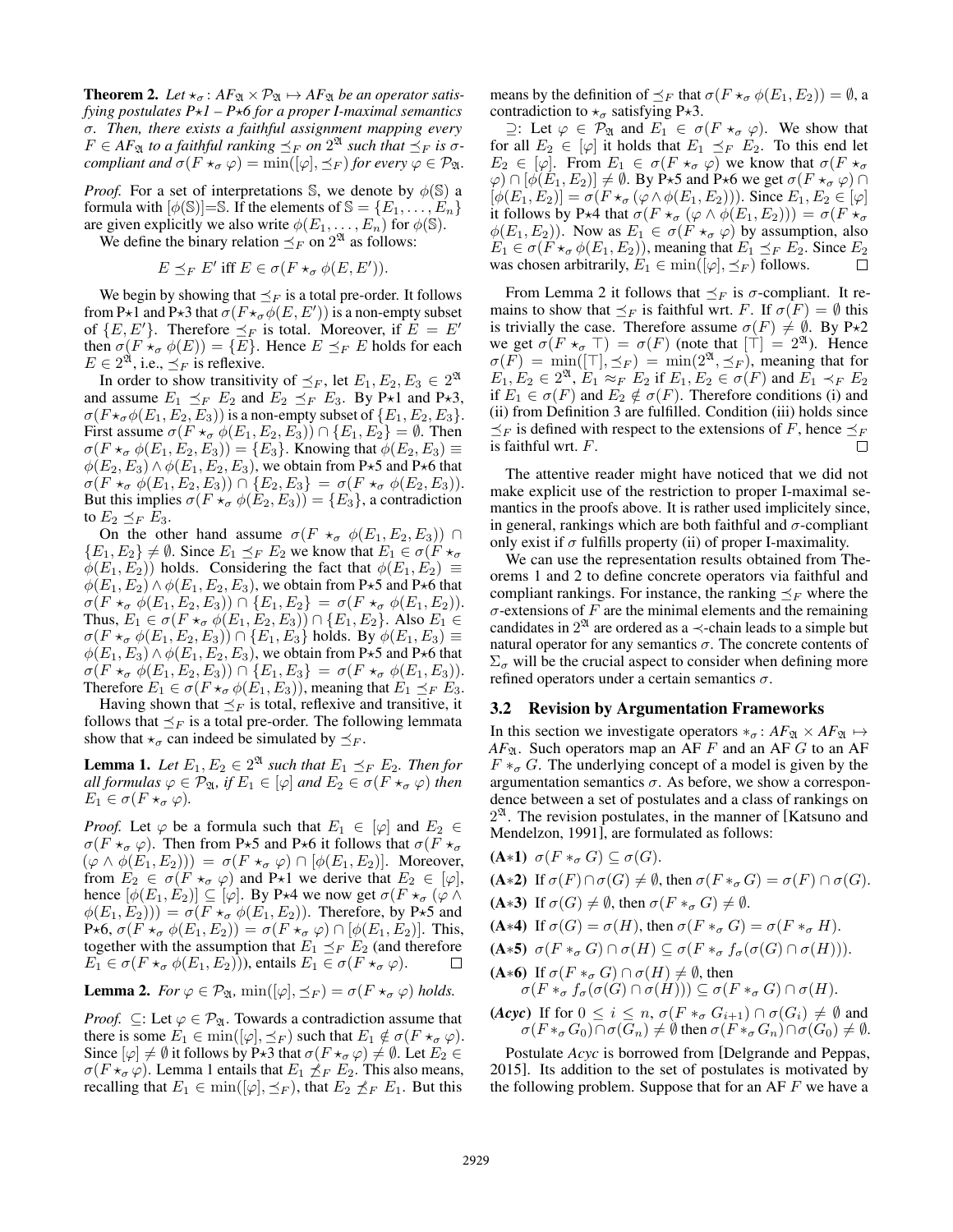**Theorem 2.** *Let $\star_\sigma : AF_\mathfrak{A} \times \mathcal{P}_\mathfrak{A} \mapsto AF_\mathfrak{A}$ be an operator satisfying postulates P$\star$1 – P$\star$6 for a proper I-maximal semantics $\sigma$. Then, there exists a faithful assignment mapping every $F \in AF_\mathfrak{A}$ to a faithful ranking $\preceq_F$ on $2^\mathfrak{A}$ such that $\preceq_F$ is $\sigma$-compliant and $\sigma(F \star_\sigma \varphi) = \min([\varphi], \preceq_F)$ for every $\varphi \in \mathcal{P}_\mathfrak{A}$.*

*Proof.* For a set of interpretations $\mathbb{S}$, we denote by $\phi(\mathbb{S})$ a formula with $[\phi(\mathbb{S})]$=$\mathbb{S}$. If the elements of $\mathbb{S} = \{E_1, \ldots, E_n\}$ are given explicitly we also write $\phi(E_1, \ldots, E_n)$ for $\phi(\mathbb{S})$.

We define the binary relation $\preceq_F$ on $2^\mathfrak{A}$ as follows:

$$E \preceq_F E' \text{ iff } E \in \sigma(F \star_\sigma \phi(E, E')).$$

We begin by showing that $\preceq_F$ is a total pre-order. It follows from P$\star$1 and P$\star$3 that $\sigma(F \star_\sigma \phi(E, E'))$ is a non-empty subset of $\{E, E'\}$. Therefore $\preceq_F$ is total. Moreover, if $E = E'$ then $\sigma(F \star_\sigma \phi(E)) = \{E\}$. Hence $E \preceq_F E$ holds for each $E \in 2^\mathfrak{A}$, i.e., $\preceq_F$ is reflexive.

In order to show transitivity of $\preceq_F$, let $E_1, E_2, E_3 \in 2^\mathfrak{A}$ and assume $E_1 \preceq_F E_2$ and $E_2 \preceq_F E_3$. By P$\star$1 and P$\star$3, $\sigma(F \star_\sigma \phi(E_1, E_2, E_3))$ is a non-empty subset of $\{E_1, E_2, E_3\}$. First assume $\sigma(F \star_\sigma \phi(E_1, E_2, E_3)) \cap \{E_1, E_2\} = \emptyset$. Then $\sigma(F \star_\sigma \phi(E_1, E_2, E_3)) = \{E_3\}$. Knowing that $\phi(E_2, E_3) \equiv \phi(E_2, E_3) \wedge \phi(E_1, E_2, E_3)$, we obtain from P$\star$5 and P$\star$6 that $\sigma(F \star_\sigma \phi(E_1, E_2, E_3)) \cap \{E_2, E_3\} = \sigma(F \star_\sigma \phi(E_2, E_3))$. But this implies $\sigma(F \star_\sigma \phi(E_2, E_3)) = \{E_3\}$, a contradiction to $E_2 \preceq_F E_3$.

On the other hand assume $\sigma(F \star_\sigma \phi(E_1, E_2, E_3)) \cap \{E_1, E_2\} \neq \emptyset$. Since $E_1 \preceq_F E_2$ we know that $E_1 \in \sigma(F \star_\sigma \phi(E_1, E_2))$ holds. Considering the fact that $\phi(E_1, E_2) \equiv \phi(E_1, E_2) \wedge \phi(E_1, E_2, E_3)$, we obtain from P$\star$5 and P$\star$6 that $\sigma(F \star_\sigma \phi(E_1, E_2, E_3)) \cap \{E_1, E_2\} = \sigma(F \star_\sigma \phi(E_1, E_2))$. Thus, $E_1 \in \sigma(F \star_\sigma \phi(E_1, E_2, E_3)) \cap \{E_1, E_2\}$. Also $E_1 \in \sigma(F \star_\sigma \phi(E_1, E_2, E_3)) \cap \{E_1, E_3\}$ holds. By $\phi(E_1, E_3) \equiv \phi(E_1, E_3) \wedge \phi(E_1, E_2, E_3)$, we obtain from P$\star$5 and P$\star$6 that $\sigma(F \star_\sigma \phi(E_1, E_2, E_3)) \cap \{E_1, E_3\} = \sigma(F \star_\sigma \phi(E_1, E_3))$. Therefore $E_1 \in \sigma(F \star_\sigma \phi(E_1, E_3))$, meaning that $E_1 \preceq_F E_3$.

Having shown that $\preceq_F$ is total, reflexive and transitive, it follows that $\preceq_F$ is a total pre-order. The following lemmata show that $\star_\sigma$ can indeed be simulated by $\preceq_F$.

**Lemma 1.** *Let $E_1, E_2 \in 2^\mathfrak{A}$ such that $E_1 \preceq_F E_2$. Then for all formulas $\varphi \in \mathcal{P}_\mathfrak{A}$, if $E_1 \in [\varphi]$ and $E_2 \in \sigma(F \star_\sigma \varphi)$ then $E_1 \in \sigma(F \star_\sigma \varphi)$.*

*Proof.* Let $\varphi$ be a formula such that $E_1 \in [\varphi]$ and $E_2 \in \sigma(F \star_\sigma \varphi)$. Then from P$\star$5 and P$\star$6 it follows that $\sigma(F \star_\sigma (\varphi \wedge \phi(E_1, E_2))) = \sigma(F \star_\sigma \varphi) \cap [\phi(E_1, E_2)]$. Moreover, from $E_2 \in \sigma(F \star_\sigma \varphi)$ and P$\star$1 we derive that $E_2 \in [\varphi]$, hence $[\phi(E_1, E_2)] \subseteq [\varphi]$. By P$\star$4 we now get $\sigma(F \star_\sigma (\varphi \wedge \phi(E_1, E_2))) = \sigma(F \star_\sigma \phi(E_1, E_2))$. Therefore, by P$\star$5 and P$\star$6, $\sigma(F \star_\sigma \phi(E_1, E_2)) = \sigma(F \star_\sigma \varphi) \cap [\phi(E_1, E_2)]$. This, together with the assumption that $E_1 \preceq_F E_2$ (and therefore $E_1 \in \sigma(F \star_\sigma \phi(E_1, E_2))$), entails $E_1 \in \sigma(F \star_\sigma \varphi)$. ☐

**Lemma 2.** *For $\varphi \in \mathcal{P}_\mathfrak{A}$, $\min([\varphi], \preceq_F) = \sigma(F \star_\sigma \varphi)$ holds.*

*Proof.* $\subseteq$: Let $\varphi \in \mathcal{P}_\mathfrak{A}$. Towards a contradiction assume that there is some $E_1 \in \min([\varphi], \preceq_F)$ such that $E_1 \notin \sigma(F \star_\sigma \varphi)$. Since $[\varphi] \neq \emptyset$ it follows by P$\star$3 that $\sigma(F \star_\sigma \varphi) \neq \emptyset$. Let $E_2 \in \sigma(F \star_\sigma \varphi)$. Lemma 1 entails that $E_1 \not\preceq_F E_2$. This also means, recalling that $E_1 \in \min([\varphi], \preceq_F)$, that $E_2 \not\preceq_F E_1$. But this means by the definition of $\preceq_F$ that $\sigma(F \star_\sigma \phi(E_1, E_2)) = \emptyset$, a contradiction to $\star_\sigma$ satisfying P$\star$3.

$\supseteq$: Let $\varphi \in \mathcal{P}_\mathfrak{A}$ and $E_1 \in \sigma(F \star_\sigma \varphi)$. We show that for all $E_2 \in [\varphi]$ it holds that $E_1 \preceq_F E_2$. To this end let $E_2 \in [\varphi]$. From $E_1 \in \sigma(F \star_\sigma \varphi)$ we know that $\sigma(F \star_\sigma \varphi) \cap [\phi(E_1, E_2)] \neq \emptyset$. By P$\star$5 and P$\star$6 we get $\sigma(F \star_\sigma \varphi) \cap [\phi(E_1, E_2)] = \sigma(F \star_\sigma (\varphi \wedge \phi(E_1, E_2)))$. Since $E_1, E_2 \in [\varphi]$ it follows by P$\star$4 that $\sigma(F \star_\sigma (\varphi \wedge \phi(E_1, E_2))) = \sigma(F \star_\sigma \phi(E_1, E_2))$. Now as $E_1 \in \sigma(F \star_\sigma \varphi)$ by assumption, also $E_1 \in \sigma(F \star_\sigma \phi(E_1, E_2))$, meaning that $E_1 \preceq_F E_2$. Since $E_2$ was chosen arbitrarily, $E_1 \in \min([\varphi], \preceq_F)$ follows. ☐

From Lemma 2 it follows that $\preceq_F$ is $\sigma$-compliant. It remains to show that $\preceq_F$ is faithful wrt. $F$. If $\sigma(F) = \emptyset$ this is trivially the case. Therefore assume $\sigma(F) \neq \emptyset$. By P$\star$2 we get $\sigma(F \star_\sigma \top) = \sigma(F)$ (note that $[\top] = 2^\mathfrak{A}$). Hence $\sigma(F) = \min([\top], \preceq_F) = \min(2^\mathfrak{A}, \preceq_F)$, meaning that for $E_1, E_2 \in 2^\mathfrak{A}$, $E_1 \approx_F E_2$ if $E_1, E_2 \in \sigma(F)$ and $E_1 \prec_F E_2$ if $E_1 \in \sigma(F)$ and $E_2 \notin \sigma(F)$. Therefore conditions (i) and (ii) from Definition 3 are fulfilled. Condition (iii) holds since $\preceq_F$ is defined with respect to the extensions of $F$, hence $\preceq_F$ is faithful wrt. $F$. ☐

The attentive reader might have noticed that we did not make explicit use of the restriction to proper I-maximal semantics in the proofs above. It is rather used implicitely since, in general, rankings which are both faithful and $\sigma$-compliant only exist if $\sigma$ fulfills property (ii) of proper I-maximality.

We can use the representation results obtained from Theorems 1 and 2 to define concrete operators via faithful and compliant rankings. For instance, the ranking $\preceq_F$ where the $\sigma$-extensions of $F$ are the minimal elements and the remaining candidates in $2^\mathfrak{A}$ are ordered as a $\prec$-chain leads to a simple but natural operator for any semantics $\sigma$. The concrete contents of $\Sigma_\sigma$ will be the crucial aspect to consider when defining more refined operators under a certain semantics $\sigma$.

### 3.2 Revision by Argumentation Frameworks

In this section we investigate operators $*_\sigma : AF_\mathfrak{A} \times AF_\mathfrak{A} \mapsto AF_\mathfrak{A}$. Such operators map an AF $F$ and an AF $G$ to an AF $F *_\sigma G$. The underlying concept of a model is given by the argumentation semantics $\sigma$. As before, we show a correspondence between a set of postulates and a class of rankings on $2^\mathfrak{A}$. The revision postulates, in the manner of [Katsuno and Mendelzon, 1991], are formulated as follows:

**(A$*$1)** $\sigma(F *_\sigma G) \subseteq \sigma(G)$.

**(A$*$2)** If $\sigma(F) \cap \sigma(G) \neq \emptyset$, then $\sigma(F *_\sigma G) = \sigma(F) \cap \sigma(G)$.

**(A$*$3)** If $\sigma(G) \neq \emptyset$, then $\sigma(F *_\sigma G) \neq \emptyset$.

**(A$*$4)** If $\sigma(G) = \sigma(H)$, then $\sigma(F *_\sigma G) = \sigma(F *_\sigma H)$.

**(A$*$5)** $\sigma(F *_\sigma G) \cap \sigma(H) \subseteq \sigma(F *_\sigma f_\sigma(\sigma(G) \cap \sigma(H)))$.

**(A$*$6)** If $\sigma(F *_\sigma G) \cap \sigma(H) \neq \emptyset$, then $\sigma(F *_\sigma f_\sigma(\sigma(G) \cap \sigma(H))) \subseteq \sigma(F *_\sigma G) \cap \sigma(H)$.

**(*Acyc*)** If for $0 \leq i \leq n$, $\sigma(F *_\sigma G_{i+1}) \cap \sigma(G_i) \neq \emptyset$ and $\sigma(F *_\sigma G_0) \cap \sigma(G_n) \neq \emptyset$ then $\sigma(F *_\sigma G_n) \cap \sigma(G_0) \neq \emptyset$.

Postulate *Acyc* is borrowed from [Delgrande and Peppas, 2015]. Its addition to the set of postulates is motivated by the following problem. Suppose that for an AF $F$ we have a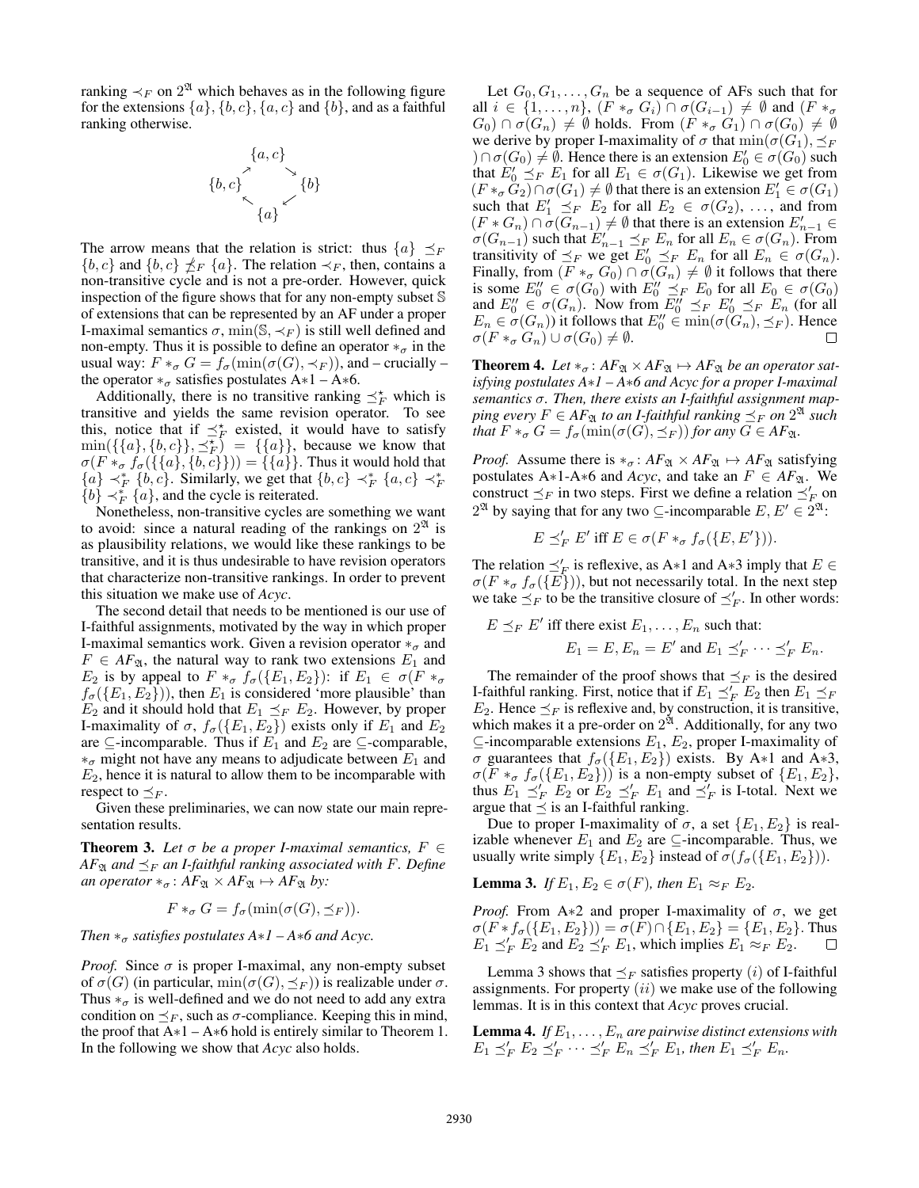ranking $\prec_F$ on $2^{\mathfrak{A}}$ which behaves as in the following figure for the extensions $\{a\}, \{b, c\}, \{a, c\}$ and $\{b\}$, and as a faithful ranking otherwise.

$$
\begin{array}{ccc}
 & \{a,c\} & \\
\nearrow & & \searrow \\
\{b,c\} & & \{b\} \\
\nwarrow & & \swarrow \\
 & \{a\} &
\end{array}
$$

The arrow means that the relation is strict: thus $\{a\} \preceq_F \{b, c\}$ and $\{b, c\} \not\preceq_F \{a\}$. The relation $\prec_F$, then, contains a non-transitive cycle and is not a pre-order. However, quick inspection of the figure shows that for any non-empty subset $\mathbb{S}$ of extensions that can be represented by an AF under a proper I-maximal semantics $\sigma$, $\min(\mathbb{S}, \prec_F)$ is still well defined and non-empty. Thus it is possible to define an operator $*_\sigma$ in the usual way: $F *_\sigma G = f_\sigma(\min(\sigma(G), \prec_F))$, and – crucially – the operator $*_\sigma$ satisfies postulates A$*$1 – A$*$6.

Additionally, there is no transitive ranking $\preceq_F^\star$ which is transitive and yields the same revision operator. To see this, notice that if $\preceq_F^\star$ existed, it would have to satisfy $\min(\{\{a\}, \{b, c\}\}, \preceq_F^\star) = \{\{a\}\}$, because we know that $\sigma(F *_\sigma f_\sigma(\{\{a\}, \{b, c\}\})) = \{\{a\}\}$. Thus it would hold that $\{a\} \prec_F^* \{b, c\}$. Similarly, we get that $\{b, c\} \prec_F^* \{a, c\} \prec_F^* \{b\} \prec_F^* \{a\}$, and the cycle is reiterated.

Nonetheless, non-transitive cycles are something we want to avoid: since a natural reading of the rankings on $2^{\mathfrak{A}}$ is as plausibility relations, we would like these rankings to be transitive, and it is thus undesirable to have revision operators that characterize non-transitive rankings. In order to prevent this situation we make use of *Acyc*.

The second detail that needs to be mentioned is our use of I-faithful assignments, motivated by the way in which proper I-maximal semantics work. Given a revision operator $*_\sigma$ and $F \in AF_{\mathfrak{A}}$, the natural way to rank two extensions $E_1$ and $E_2$ is by appeal to $F *_\sigma f_\sigma(\{E_1, E_2\})$: if $E_1 \in \sigma(F *_\sigma f_\sigma(\{E_1, E_2\}))$, then $E_1$ is considered 'more plausible' than $E_2$ and it should hold that $E_1 \preceq_F E_2$. However, by proper I-maximality of $\sigma$, $f_\sigma(\{E_1, E_2\})$ exists only if $E_1$ and $E_2$ are $\subseteq$-incomparable. Thus if $E_1$ and $E_2$ are $\subseteq$-comparable, $*_\sigma$ might not have any means to adjudicate between $E_1$ and $E_2$, hence it is natural to allow them to be incomparable with respect to $\preceq_F$.

Given these preliminaries, we can now state our main representation results.

**Theorem 3.** *Let $\sigma$ be a proper I-maximal semantics, $F \in AF_{\mathfrak{A}}$ and $\preceq_F$ an I-faithful ranking associated with $F$. Define an operator $*_\sigma : AF_{\mathfrak{A}} \times AF_{\mathfrak{A}} \mapsto AF_{\mathfrak{A}}$ by:*

$$F *_\sigma G = f_\sigma(\min(\sigma(G), \preceq_F)).$$

*Then $*_\sigma$ satisfies postulates A$*$1 – A$*$6 and Acyc.*

*Proof.* Since $\sigma$ is proper I-maximal, any non-empty subset of $\sigma(G)$ (in particular, $\min(\sigma(G), \preceq_F)$) is realizable under $\sigma$. Thus $*_\sigma$ is well-defined and we do not need to add any extra condition on $\preceq_F$, such as $\sigma$-compliance. Keeping this in mind, the proof that A$*$1 – A$*$6 hold is entirely similar to Theorem 1. In the following we show that *Acyc* also holds.

Let $G_0, G_1, \ldots, G_n$ be a sequence of AFs such that for all $i \in \{1, \ldots, n\}$, $(F *_\sigma G_i) \cap \sigma(G_{i-1}) \neq \emptyset$ and $(F *_\sigma G_0) \cap \sigma(G_n) \neq \emptyset$ holds. From $(F *_\sigma G_1) \cap \sigma(G_0) \neq \emptyset$ we derive by proper I-maximality of $\sigma$ that $\min(\sigma(G_1), \preceq_F) \cap \sigma(G_0) \neq \emptyset$. Hence there is an extension $E_0' \in \sigma(G_0)$ such that $E_0' \preceq_F E_1$ for all $E_1 \in \sigma(G_1)$. Likewise we get from $(F *_\sigma G_2) \cap \sigma(G_1) \neq \emptyset$ that there is an extension $E_1' \in \sigma(G_1)$ such that $E_1' \preceq_F E_2$ for all $E_2 \in \sigma(G_2)$, $\ldots$, and from $(F * G_n) \cap \sigma(G_{n-1}) \neq \emptyset$ that there is an extension $E_{n-1}' \in \sigma(G_{n-1})$ such that $E_{n-1}' \preceq_F E_n$ for all $E_n \in \sigma(G_n)$. From transitivity of $\preceq_F$ we get $E_0' \preceq_F E_n$ for all $E_n \in \sigma(G_n)$. Finally, from $(F *_\sigma G_0) \cap \sigma(G_n) \neq \emptyset$ it follows that there is some $E_0'' \in \sigma(G_0)$ with $E_0'' \preceq_F E_0$ for all $E_0 \in \sigma(G_0)$ and $E_0'' \in \sigma(G_n)$. Now from $E_0'' \preceq_F E_0' \preceq_F E_n$ (for all $E_n \in \sigma(G_n)$) it follows that $E_0'' \in \min(\sigma(G_n), \preceq_F)$. Hence $\sigma(F *_\sigma G_n) \cup \sigma(G_0) \neq \emptyset$. $\square$

**Theorem 4.** *Let $*_\sigma : AF_{\mathfrak{A}} \times AF_{\mathfrak{A}} \mapsto AF_{\mathfrak{A}}$ be an operator satisfying postulates A$*$1 – A$*$6 and Acyc for a proper I-maximal semantics $\sigma$. Then, there exists an I-faithful assignment mapping every $F \in AF_{\mathfrak{A}}$ to an I-faithful ranking $\preceq_F$ on $2^{\mathfrak{A}}$ such that $F *_\sigma G = f_\sigma(\min(\sigma(G), \preceq_F))$ for any $G \in AF_{\mathfrak{A}}$.*

*Proof.* Assume there is $*_\sigma : AF_{\mathfrak{A}} \times AF_{\mathfrak{A}} \mapsto AF_{\mathfrak{A}}$ satisfying postulates A$*$1-A$*$6 and *Acyc*, and take an $F \in AF_{\mathfrak{A}}$. We construct $\preceq_F$ in two steps. First we define a relation $\preceq_F'$ on $2^{\mathfrak{A}}$ by saying that for any two $\subseteq$-incomparable $E, E' \in 2^{\mathfrak{A}}$:

$$E \preceq_F' E' \text{ iff } E \in \sigma(F *_\sigma f_\sigma(\{E, E'\})).$$

The relation $\preceq_F'$ is reflexive, as A$*$1 and A$*$3 imply that $E \in \sigma(F *_\sigma f_\sigma(\{E\}))$, but not necessarily total. In the next step we take $\preceq_F$ to be the transitive closure of $\preceq_F'$. In other words:

$$E \preceq_F E' \text{ iff there exist } E_1, \ldots, E_n \text{ such that:}$$
$$E_1 = E, E_n = E' \text{ and } E_1 \preceq_F' \cdots \preceq_F' E_n.$$

The remainder of the proof shows that $\preceq_F$ is the desired I-faithful ranking. First, notice that if $E_1 \preceq_F' E_2$ then $E_1 \preceq_F E_2$. Hence $\preceq_F$ is reflexive and, by construction, it is transitive, which makes it a pre-order on $2^{\mathfrak{A}}$. Additionally, for any two $\subseteq$-incomparable extensions $E_1$, $E_2$, proper I-maximality of $\sigma$ guarantees that $f_\sigma(\{E_1, E_2\})$ exists. By A$*$1 and A$*$3, $\sigma(F *_\sigma f_\sigma(\{E_1, E_2\}))$ is a non-empty subset of $\{E_1, E_2\}$, thus $E_1 \preceq_F' E_2$ or $E_2 \preceq_F' E_1$ and $\preceq_F'$ is I-total. Next we argue that $\preceq$ is an I-faithful ranking.

Due to proper I-maximality of $\sigma$, a set $\{E_1, E_2\}$ is realizable whenever $E_1$ and $E_2$ are $\subseteq$-incomparable. Thus, we usually write simply $\{E_1, E_2\}$ instead of $\sigma(f_\sigma(\{E_1, E_2\}))$.

**Lemma 3.** *If $E_1, E_2 \in \sigma(F)$, then $E_1 \approx_F E_2$.*

*Proof.* From A$*$2 and proper I-maximality of $\sigma$, we get $\sigma(F * f_\sigma(\{E_1, E_2\})) = \sigma(F) \cap \{E_1, E_2\} = \{E_1, E_2\}$. Thus $E_1 \preceq_F' E_2$ and $E_2 \preceq_F' E_1$, which implies $E_1 \approx_F E_2$. $\square$

Lemma 3 shows that $\preceq_F$ satisfies property $(i)$ of I-faithful assignments. For property $(ii)$ we make use of the following lemmas. It is in this context that *Acyc* proves crucial.

**Lemma 4.** *If $E_1, \ldots, E_n$ are pairwise distinct extensions with $E_1 \preceq_F' E_2 \preceq_F' \cdots \preceq_F' E_n \preceq_F' E_1$, then $E_1 \preceq_F' E_n$.*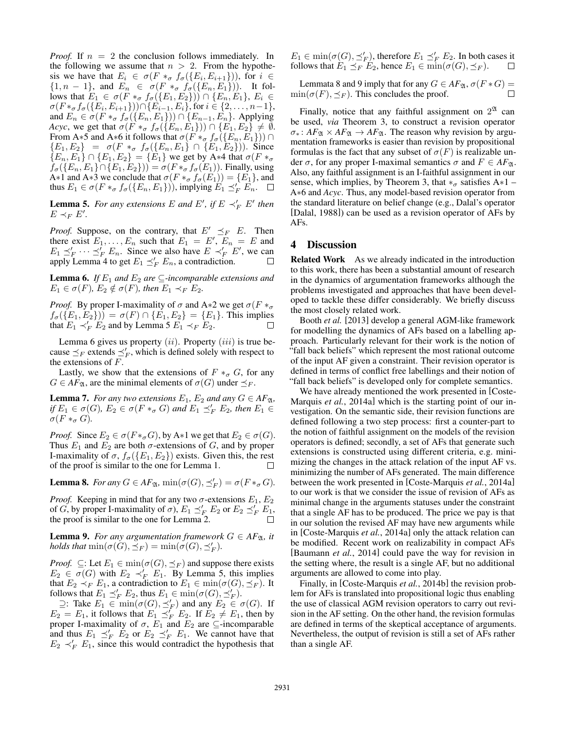*Proof.* If $n = 2$ the conclusion follows immediately. In the following we assume that $n > 2$. From the hypothesis we have that $E_i \in \sigma(F *_\sigma f_\sigma(\{E_i, E_{i+1}\}))$, for $i \in \{1, n-1\}$, and $E_n \in \sigma(F *_\sigma f_\sigma(\{E_n, E_1\}))$. It follows that $E_1 \in \sigma(F *_\sigma f_\sigma(\{E_1, E_2\})) \cap \{E_n, E_1\}$, $E_i \in \sigma(F *_\sigma f_\sigma(\{E_i, E_{i+1}\})) \cap \{E_{i-1}, E_i\}$, for $i \in \{2, \ldots, n-1\}$, and $E_n \in \sigma(F *_\sigma f_\sigma(\{E_n, E_1\})) \cap \{E_{n-1}, E_n\}$. Applying *Acyc*, we get that $\sigma(F *_\sigma f_\sigma(\{E_n, E_1\})) \cap \{E_1, E_2\} \neq \emptyset$. From A∗5 and A∗6 it follows that $\sigma(F *_\sigma f_\sigma(\{E_n, E_1\})) \cap \{E_1, E_2\} = \sigma(F *_\sigma f_\sigma(\{E_n, E_1\} \cap \{E_1, E_2\}))$. Since $\{E_n, E_1\} \cap \{E_1, E_2\} = \{E_1\}$ we get by A∗4 that $\sigma(F *_\sigma f_\sigma(\{E_n, E_1\} \cap \{E_1, E_2\})) = \sigma(F *_\sigma f_\sigma(E_1))$. Finally, using A∗1 and A∗3 we conclude that $\sigma(F *_\sigma f_\sigma(E_1)) = \{E_1\}$, and thus $E_1 \in \sigma(F *_\sigma f_\sigma(\{E_n, E_1\}))$, implying $E_1 \preceq'_F E_n$. □

**Lemma 5.** *For any extensions $E$ and $E'$, if $E \prec'_F E'$ then $E \prec_F E'$.*

*Proof.* Suppose, on the contrary, that $E' \preceq_F E$. Then there exist $E_1, \ldots, E_n$ such that $E_1 = E'$, $E_n = E$ and $E_1 \preceq'_F \cdots \preceq'_F E_n$. Since we also have $E \prec'_F E'$, we can apply Lemma 4 to get $E_1 \preceq'_F E_n$, a contradiction. □

**Lemma 6.** *If $E_1$ and $E_2$ are $\subseteq$-incomparable extensions and $E_1 \in \sigma(F)$, $E_2 \notin \sigma(F)$, then $E_1 \prec_F E_2$.*

*Proof.* By proper I-maximality of $\sigma$ and A∗2 we get $\sigma(F *_\sigma f_\sigma(\{E_1, E_2\})) = \sigma(F) \cap \{E_1, E_2\} = \{E_1\}$. This implies that $E_1 \prec'_F E_2$ and by Lemma 5 $E_1 \prec_F E_2$. □

Lemma 6 gives us property $(ii)$. Property $(iii)$ is true because $\preceq_F$ extends $\preceq'_F$, which is defined solely with respect to the extensions of $F$.

Lastly, we show that the extensions of $F *_\sigma G$, for any $G \in AF_{\mathfrak{A}}$, are the minimal elements of $\sigma(G)$ under $\preceq_F$.

**Lemma 7.** *For any two extensions $E_1$, $E_2$ and any $G \in AF_{\mathfrak{A}}$, if $E_1 \in \sigma(G)$, $E_2 \in \sigma(F *_\sigma G)$ and $E_1 \preceq'_F E_2$, then $E_1 \in \sigma(F *_\sigma G)$.*

*Proof.* Since $E_2 \in \sigma(F *_\sigma G)$, by A∗1 we get that $E_2 \in \sigma(G)$. Thus $E_1$ and $E_2$ are both $\sigma$-extensions of $G$, and by proper I-maximality of $\sigma$, $f_\sigma(\{E_1, E_2\})$ exists. Given this, the rest of the proof is similar to the one for Lemma 1. □

**Lemma 8.** *For any $G \in AF_{\mathfrak{A}}$, $\min(\sigma(G), \preceq'_F) = \sigma(F *_\sigma G)$.*

*Proof.* Keeping in mind that for any two $\sigma$-extensions $E_1$, $E_2$ of $G$, by proper I-maximality of $\sigma$), $E_1 \preceq'_F E_2$ or $E_2 \preceq'_F E_1$, the proof is similar to the one for Lemma 2. □

**Lemma 9.** *For any argumentation framework $G \in AF_{\mathfrak{A}}$, it holds that $\min(\sigma(G), \preceq_F) = \min(\sigma(G), \preceq'_F)$.*

*Proof.* $\subseteq$: Let $E_1 \in \min(\sigma(G), \preceq_F)$ and suppose there exists $E_2 \in \sigma(G)$ with $E_2 \prec'_F E_1$. By Lemma 5, this implies that $E_2 \prec_F E_1$, a contradiction to $E_1 \in \min(\sigma(G), \preceq_F)$. It follows that $E_1 \preceq'_F E_2$, thus $E_1 \in \min(\sigma(G), \preceq'_F)$.

$\supseteq$: Take $E_1 \in \min(\sigma(G), \preceq'_F)$ and any $E_2 \in \sigma(G)$. If $E_2 = E_1$, it follows that $E_1 \preceq'_F E_2$. If $E_2 \neq E_1$, then by proper I-maximality of $\sigma$, $E_1$ and $E_2$ are $\subseteq$-incomparable and thus $E_1 \preceq'_F E_2$ or $E_2 \preceq'_F E_1$. We cannot have that $E_2 \prec'_F E_1$, since this would contradict the hypothesis that $E_1 \in \min(\sigma(G), \preceq'_F)$, therefore $E_1 \preceq'_F E_2$. In both cases it follows that $E_1 \preceq_F E_2$, hence $E_1 \in \min(\sigma(G), \preceq_F)$. □

Lemmata 8 and 9 imply that for any $G \in AF_{\mathfrak{A}}$, $\sigma(F * G) = \min(\sigma(F), \preceq_F)$. This concludes the proof. □

Finally, notice that any faithful assignment on $2^{\mathfrak{A}}$ can be used, *via* Theorem 3, to construct a revision operator $\sigma_*: AF_{\mathfrak{A}} \times AF_{\mathfrak{A}} \rightarrow AF_{\mathfrak{A}}$. The reason why revision by argumentation frameworks is easier than revision by propositional formulas is the fact that any subset of $\sigma(F)$ is realizable under $\sigma$, for any proper I-maximal semantics $\sigma$ and $F \in AF_{\mathfrak{A}}$. Also, any faithful assignment is an I-faithful assignment in our sense, which implies, by Theorem 3, that $*_\sigma$ satisfies A∗1 – A∗6 and *Acyc*. Thus, any model-based revision operator from the standard literature on belief change (e.g., Dalal's operator [Dalal, 1988]) can be used as a revision operator of AFs by AFs.

## 4 Discussion

**Related Work** As we already indicated in the introduction to this work, there has been a substantial amount of research in the dynamics of argumentation frameworks although the problems investigated and approaches that have been developed to tackle these differ considerably. We briefly discuss the most closely related work.

Booth *et al.* [2013] develop a general AGM-like framework for modelling the dynamics of AFs based on a labelling approach. Particularly relevant for their work is the notion of "fall back beliefs" which represent the most rational outcome of the input AF given a constraint. Their revision operator is defined in terms of conflict free labellings and their notion of "fall back beliefs" is developed only for complete semantics.

We have already mentioned the work presented in [Coste-Marquis *et al.*, 2014a] which is the starting point of our investigation. On the semantic side, their revision functions are defined following a two step process: first a counter-part to the notion of faithful assignment on the models of the revision operators is defined; secondly, a set of AFs that generate such extensions is constructed using different criteria, e.g. minimizing the changes in the attack relation of the input AF vs. minimizing the number of AFs generated. The main difference between the work presented in [Coste-Marquis *et al.*, 2014a] to our work is that we consider the issue of revision of AFs as minimal change in the arguments statuses under the constraint that a single AF has to be produced. The price we pay is that in our solution the revised AF may have new arguments while in [Coste-Marquis *et al.*, 2014a] only the attack relation can be modified. Recent work on realizability in compact AFs [Baumann *et al.*, 2014] could pave the way for revision in the setting where, the result is a single AF, but no additional arguments are allowed to come into play.

Finally, in [Coste-Marquis *et al.*, 2014b] the revision problem for AFs is translated into propositional logic thus enabling the use of classical AGM revision operators to carry out revision in the AF setting. On the other hand, the revision formulas are defined in terms of the skeptical acceptance of arguments. Nevertheless, the output of revision is still a set of AFs rather than a single AF.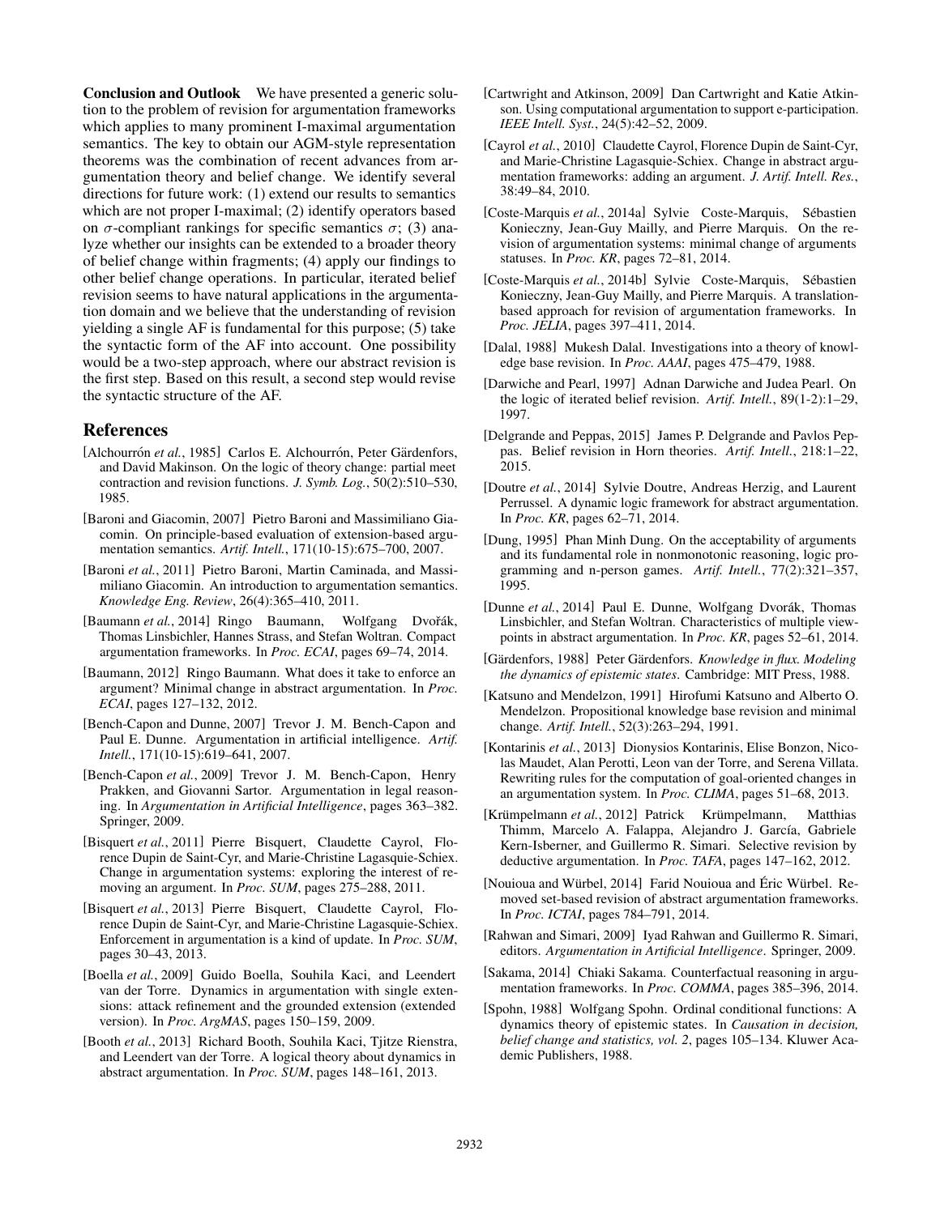**Conclusion and Outlook** We have presented a generic solution to the problem of revision for argumentation frameworks which applies to many prominent I-maximal argumentation semantics. The key to obtain our AGM-style representation theorems was the combination of recent advances from argumentation theory and belief change. We identify several directions for future work: (1) extend our results to semantics which are not proper I-maximal; (2) identify operators based on $\sigma$-compliant rankings for specific semantics $\sigma$; (3) analyze whether our insights can be extended to a broader theory of belief change within fragments; (4) apply our findings to other belief change operations. In particular, iterated belief revision seems to have natural applications in the argumentation domain and we believe that the understanding of revision yielding a single AF is fundamental for this purpose; (5) take the syntactic form of the AF into account. One possibility would be a two-step approach, where our abstract revision is the first step. Based on this result, a second step would revise the syntactic structure of the AF.

## References

[Alchourrón *et al.*, 1985] Carlos E. Alchourrón, Peter Gärdenfors, and David Makinson. On the logic of theory change: partial meet contraction and revision functions. *J. Symb. Log.*, 50(2):510–530, 1985.

[Baroni and Giacomin, 2007] Pietro Baroni and Massimiliano Giacomin. On principle-based evaluation of extension-based argumentation semantics. *Artif. Intell.*, 171(10-15):675–700, 2007.

[Baroni *et al.*, 2011] Pietro Baroni, Martin Caminada, and Massimiliano Giacomin. An introduction to argumentation semantics. *Knowledge Eng. Review*, 26(4):365–410, 2011.

[Baumann *et al.*, 2014] Ringo Baumann, Wolfgang Dvořák, Thomas Linsbichler, Hannes Strass, and Stefan Woltran. Compact argumentation frameworks. In *Proc. ECAI*, pages 69–74, 2014.

[Baumann, 2012] Ringo Baumann. What does it take to enforce an argument? Minimal change in abstract argumentation. In *Proc. ECAI*, pages 127–132, 2012.

[Bench-Capon and Dunne, 2007] Trevor J. M. Bench-Capon and Paul E. Dunne. Argumentation in artificial intelligence. *Artif. Intell.*, 171(10-15):619–641, 2007.

[Bench-Capon *et al.*, 2009] Trevor J. M. Bench-Capon, Henry Prakken, and Giovanni Sartor. Argumentation in legal reasoning. In *Argumentation in Artificial Intelligence*, pages 363–382. Springer, 2009.

[Bisquert *et al.*, 2011] Pierre Bisquert, Claudette Cayrol, Florence Dupin de Saint-Cyr, and Marie-Christine Lagasquie-Schiex. Change in argumentation systems: exploring the interest of removing an argument. In *Proc. SUM*, pages 275–288, 2011.

[Bisquert *et al.*, 2013] Pierre Bisquert, Claudette Cayrol, Florence Dupin de Saint-Cyr, and Marie-Christine Lagasquie-Schiex. Enforcement in argumentation is a kind of update. In *Proc. SUM*, pages 30–43, 2013.

[Boella *et al.*, 2009] Guido Boella, Souhila Kaci, and Leendert van der Torre. Dynamics in argumentation with single extensions: attack refinement and the grounded extension (extended version). In *Proc. ArgMAS*, pages 150–159, 2009.

[Booth *et al.*, 2013] Richard Booth, Souhila Kaci, Tjitze Rienstra, and Leendert van der Torre. A logical theory about dynamics in abstract argumentation. In *Proc. SUM*, pages 148–161, 2013.

[Cartwright and Atkinson, 2009] Dan Cartwright and Katie Atkinson. Using computational argumentation to support e-participation. *IEEE Intell. Syst.*, 24(5):42–52, 2009.

[Cayrol *et al.*, 2010] Claudette Cayrol, Florence Dupin de Saint-Cyr, and Marie-Christine Lagasquie-Schiex. Change in abstract argumentation frameworks: adding an argument. *J. Artif. Intell. Res.*, 38:49–84, 2010.

[Coste-Marquis *et al.*, 2014a] Sylvie Coste-Marquis, Sébastien Konieczny, Jean-Guy Mailly, and Pierre Marquis. On the revision of argumentation systems: minimal change of arguments statuses. In *Proc. KR*, pages 72–81, 2014.

[Coste-Marquis *et al.*, 2014b] Sylvie Coste-Marquis, Sébastien Konieczny, Jean-Guy Mailly, and Pierre Marquis. A translation-based approach for revision of argumentation frameworks. In *Proc. JELIA*, pages 397–411, 2014.

[Dalal, 1988] Mukesh Dalal. Investigations into a theory of knowledge base revision. In *Proc. AAAI*, pages 475–479, 1988.

[Darwiche and Pearl, 1997] Adnan Darwiche and Judea Pearl. On the logic of iterated belief revision. *Artif. Intell.*, 89(1-2):1–29, 1997.

[Delgrande and Peppas, 2015] James P. Delgrande and Pavlos Peppas. Belief revision in Horn theories. *Artif. Intell.*, 218:1–22, 2015.

[Doutre *et al.*, 2014] Sylvie Doutre, Andreas Herzig, and Laurent Perrussel. A dynamic logic framework for abstract argumentation. In *Proc. KR*, pages 62–71, 2014.

[Dung, 1995] Phan Minh Dung. On the acceptability of arguments and its fundamental role in nonmonotonic reasoning, logic programming and n-person games. *Artif. Intell.*, 77(2):321–357, 1995.

[Dunne *et al.*, 2014] Paul E. Dunne, Wolfgang Dvorák, Thomas Linsbichler, and Stefan Woltran. Characteristics of multiple viewpoints in abstract argumentation. In *Proc. KR*, pages 52–61, 2014.

[Gärdenfors, 1988] Peter Gärdenfors. *Knowledge in flux. Modeling the dynamics of epistemic states*. Cambridge: MIT Press, 1988.

[Katsuno and Mendelzon, 1991] Hirofumi Katsuno and Alberto O. Mendelzon. Propositional knowledge base revision and minimal change. *Artif. Intell.*, 52(3):263–294, 1991.

[Kontarinis *et al.*, 2013] Dionysios Kontarinis, Elise Bonzon, Nicolas Maudet, Alan Perotti, Leon van der Torre, and Serena Villata. Rewriting rules for the computation of goal-oriented changes in an argumentation system. In *Proc. CLIMA*, pages 51–68, 2013.

[Krümpelmann *et al.*, 2012] Patrick Krümpelmann, Matthias Thimm, Marcelo A. Falappa, Alejandro J. García, Gabriele Kern-Isberner, and Guillermo R. Simari. Selective revision by deductive argumentation. In *Proc. TAFA*, pages 147–162, 2012.

[Nouioua and Würbel, 2014] Farid Nouioua and Éric Würbel. Removed set-based revision of abstract argumentation frameworks. In *Proc. ICTAI*, pages 784–791, 2014.

[Rahwan and Simari, 2009] Iyad Rahwan and Guillermo R. Simari, editors. *Argumentation in Artificial Intelligence*. Springer, 2009.

[Sakama, 2014] Chiaki Sakama. Counterfactual reasoning in argumentation frameworks. In *Proc. COMMA*, pages 385–396, 2014.

[Spohn, 1988] Wolfgang Spohn. Ordinal conditional functions: A dynamics theory of epistemic states. In *Causation in decision, belief change and statistics, vol. 2*, pages 105–134. Kluwer Academic Publishers, 1988.